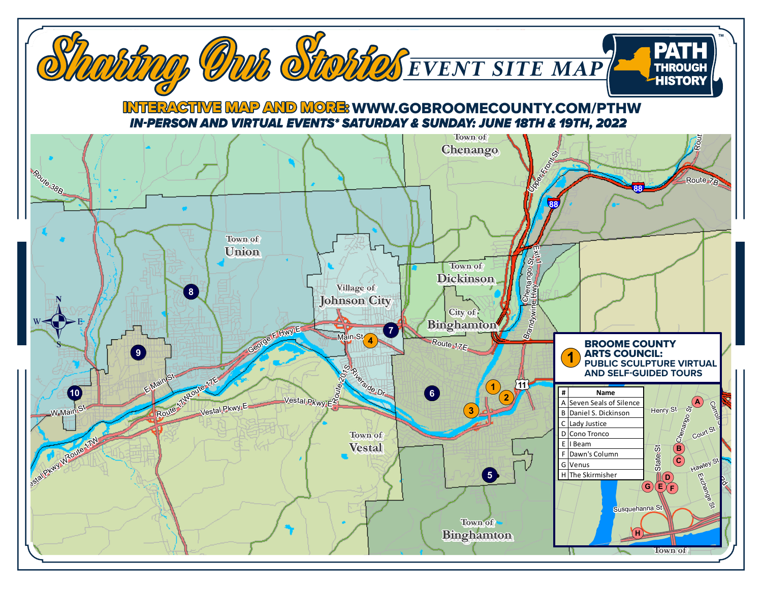# Sharing Our Stories

## EVENT SITE MAP

PATH THROUGH HISTORY™

**INTERACTIVE MAP AND MORE: WWW.GOBROOMECOUNTY.COM/PTHW**

***IN-PERSON AND VIRTUAL EVENTS* SATURDAY & SUNDAY: JUNE 18TH & 19TH, 2022***

Town of Chenango

Town of Union

Village of Johnson City

Town of Dickinson

City of Binghamton

Town of Vestal

Town of Binghamton

Route 38B, Route 7B, 88, Upper Front St, Chenango St, Brandywine Hwy, Exit 1, Route 17E, Main St, George F Hwy E, E Main St, W Main St, Route 17W, Route 17E, Vestal Pkwy E, Vestal Pkwy W, Route 17W, Route 201, S Riverside Dr, 11

N, S, E, W

1, 2, 3, 4, 5, 6, 7, 8, 9, 10

### 1 BROOME COUNTY ARTS COUNCIL: PUBLIC SCULPTURE VIRTUAL AND SELF-GUIDED TOURS

| # | Name |
|---|---|
| A | Seven Seals of Silence |
| B | Daniel S. Dickinson |
| C | Lady Justice |
| D | Cono Tronco |
| E | I Beam |
| F | Dawn's Column |
| G | Venus |
| H | The Skirmisher |

Henry St, Chenango St, Carroll St, Court St, Hawley St, Exchange St, State St, Susquehanna St, Town of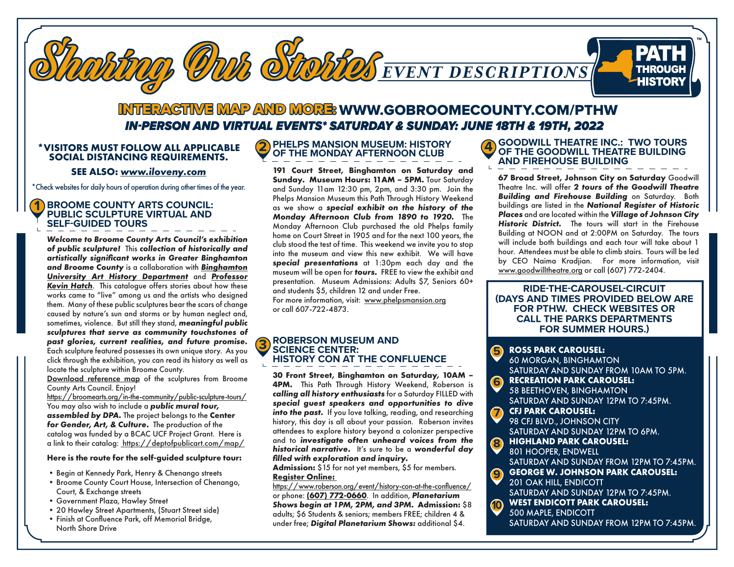# Sharing Our Stories *EVENT DESCRIPTIONS*

PATH THROUGH HISTORY™

## INTERACTIVE MAP AND MORE: WWW.GOBROOMECOUNTY.COM/PTHW

### *IN-PERSON AND VIRTUAL EVENTS\* SATURDAY & SUNDAY: JUNE 18TH & 19TH, 2022*

**\*VISITORS MUST FOLLOW ALL APPLICABLE SOCIAL DISTANCING REQUIREMENTS.**

**SEE ALSO: *www.iloveny.com***

\*Check websites for daily hours of operation during other times of the year.

### 1 BROOME COUNTY ARTS COUNCIL: PUBLIC SCULPTURE VIRTUAL AND SELF-GUIDED TOURS

***Welcome to Broome County Arts Council's exhibition of public sculpture!*** This ***collection of historically and artistically significant works in Greater Binghamton and Broome County*** is a collaboration with ***Binghamton University Art History Department*** and ***Professor Kevin Hatch***. This catalogue offers stories about how these works came to "live" among us and the artists who designed them. Many of these public sculptures bear the scars of change caused by nature's sun and storms or by human neglect and, sometimes, violence. But still they stand, ***meaningful public sculptures that serve as community touchstones of past glories, current realities, and future promise.*** Each sculpture featured possesses its own unique story. As you click through the exhibition, you can read its history as well as locate the sculpture within Broome County.

Download reference map of the sculptures from Broome County Arts Council. Enjoy!

https://broomearts.org/in-the-community/public-sculpture-tours/

You may also wish to include a ***public mural tour, assembled by DPA.*** The project belongs to the ***Center for Gender, Art, & Culture.*** The production of the catalog was funded by a BCAC UCF Project Grant. Here is a link to their catalog: https://deptofpublicart.com/map/

**Here is the route for the self-guided sculpture tour:**

- Begin at Kennedy Park, Henry & Chenango streets
- Broome County Court House, Intersection of Chenango, Court, & Exchange streets
- Government Plaza, Hawley Street
- 20 Hawley Street Apartments, (Stuart Street side)
- Finish at Confluence Park, off Memorial Bridge, North Shore Drive

### 2 PHELPS MANSION MUSEUM: HISTORY OF THE MONDAY AFTERNOON CLUB

**191 Court Street, Binghamton on Saturday and Sunday. Museum Hours: 11AM – 5PM.** Tour Saturday and Sunday 11am 12:30 pm, 2pm, and 3:30 pm. Join the Phelps Mansion Museum this Path Through History Weekend as we show a ***special exhibit on the history of the Monday Afternoon Club from 1890 to 1920.*** The Monday Afternoon Club purchased the old Phelps family home on Court Street in 1905 and for the next 100 years, the club stood the test of time. This weekend we invite you to stop into the museum and view this new exhibit. We will have ***special presentations*** at 1:30pm each day and the museum will be open for ***tours.*** FREE to view the exhibit and presentation. Museum Admissions: Adults $7, Seniors 60+ and students $5, children 12 and under Free.

For more information, visit: www.phelpsmansion.org or call 607-722-4873.

### 3 ROBERSON MUSEUM AND SCIENCE CENTER: HISTORY CON AT THE CONFLUENCE

**30 Front Street, Binghamton on Saturday, 10AM – 4PM.** This Path Through History Weekend, Roberson is ***calling all history enthusiasts*** for a Saturday FILLED with ***special guest speakers and opportunities to dive into the past.*** If you love talking, reading, and researching history, this day is all about your passion. Roberson invites attendees to explore history beyond a colonizer perspective and to ***investigate often unheard voices from the historical narrative.*** It's sure to be a ***wonderful day filled with exploration and inquiry.***

**Admission:** $15 for not yet members, $5 for members.

**Register Online:**

https://www.roberson.org/event/history-con-at-the-confluence/ or phone: **(607) 772-0660**. In addition, ***Planetarium Shows begin at 1PM, 2PM, and 3PM.*** **Admission:** $8 adults; $6 Students & seniors; members FREE; children 4 & under free; ***Digital Planetarium Shows:*** additional $4.

### 4 GOODWILL THEATRE INC.: TWO TOURS OF THE GOODWILL THEATRE BUILDING AND FIREHOUSE BUILDING

**67 Broad Street, Johnson City on Saturday** Goodwill Theatre Inc. will offer ***2 tours of the Goodwill Theatre Building and Firehouse Building*** on Saturday. Both buildings are listed in the ***National Register of Historic Places*** and are located within the ***Village of Johnson City Historic District.*** The tours will start in the Firehouse Building at NOON and at 2:00PM on Saturday. The tours will include both buildings and each tour will take about 1 hour. Attendees must be able to climb stairs. Tours will be led by CEO Naima Kradjian. For more information, visit www.goodwilltheatre.org or call (607) 772-2404.

### RIDE-THE-CAROUSEL-CIRCUIT (DAYS AND TIMES PROVIDED BELOW ARE FOR PTHW. CHECK WEBSITES OR CALL THE PARKS DEPARTMENTS FOR SUMMER HOURS.)

**5 ROSS PARK CAROUSEL:**
60 MORGAN, BINGHAMTON
SATURDAY AND SUNDAY FROM 10AM TO 5PM.

**6 RECREATION PARK CAROUSEL:**
58 BEETHOVEN, BINGHAMTON
SATURDAY AND SUNDAY 12PM TO 7:45PM.

**7 CFJ PARK CAROUSEL:**
98 CFJ BLVD., JOHNSON CITY
SATURDAY AND SUNDAY 12PM TO 6PM.

**8 HIGHLAND PARK CAROUSEL:**
801 HOOPER, ENDWELL
SATURDAY AND SUNDAY FROM 12PM TO 7:45PM.

**9 GEORGE W. JOHNSON PARK CAROUSEL:**
201 OAK HILL, ENDICOTT
SATURDAY AND SUNDAY 12PM TO 7:45PM.

**10 WEST ENDICOTT PARK CAROUSEL:**
500 MAPLE, ENDICOTT
SATURDAY AND SUNDAY FROM 12PM TO 7:45PM.